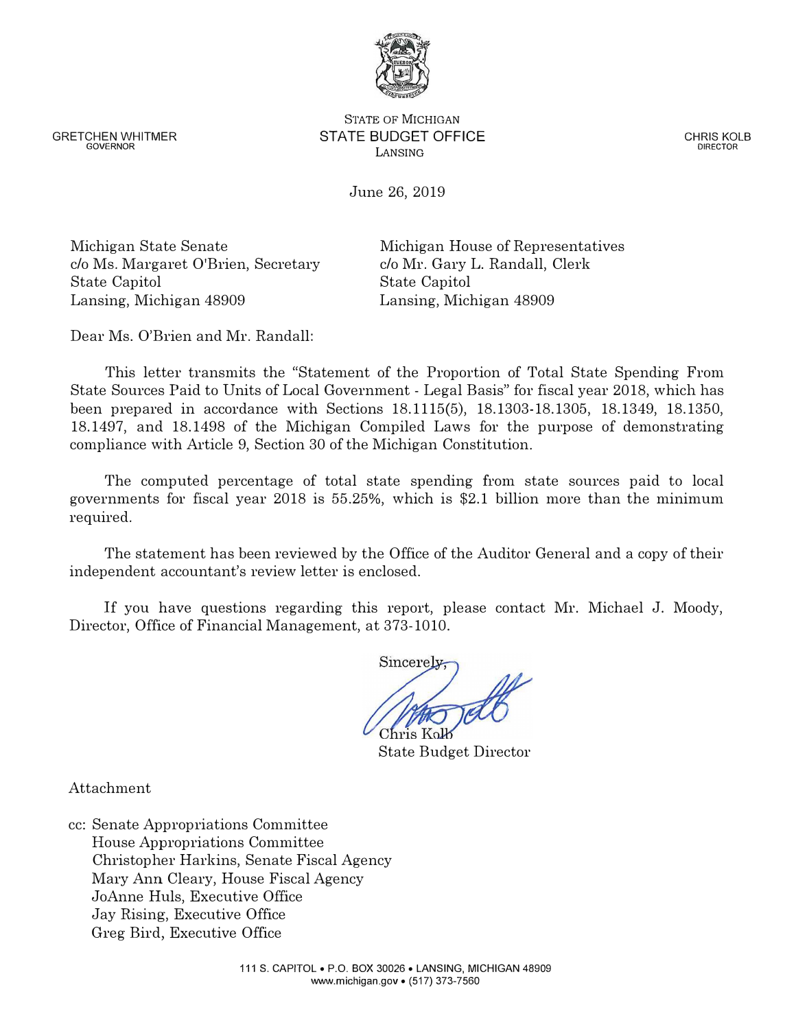GRETCHEN WHITMER
GOVERNOR

STATE OF MICHIGAN
STATE BUDGET OFFICE
LANSING

CHRIS KOLB
DIRECTOR

June 26, 2019

Michigan State Senate
c/o Ms. Margaret O'Brien, Secretary
State Capitol
Lansing, Michigan 48909

Michigan House of Representatives
c/o Mr. Gary L. Randall, Clerk
State Capitol
Lansing, Michigan 48909

Dear Ms. O'Brien and Mr. Randall:

This letter transmits the "Statement of the Proportion of Total State Spending From State Sources Paid to Units of Local Government - Legal Basis" for fiscal year 2018, which has been prepared in accordance with Sections 18.1115(5), 18.1303-18.1305, 18.1349, 18.1350, 18.1497, and 18.1498 of the Michigan Compiled Laws for the purpose of demonstrating compliance with Article 9, Section 30 of the Michigan Constitution.

The computed percentage of total state spending from state sources paid to local governments for fiscal year 2018 is 55.25%, which is $2.1 billion more than the minimum required.

The statement has been reviewed by the Office of the Auditor General and a copy of their independent accountant's review letter is enclosed.

If you have questions regarding this report, please contact Mr. Michael J. Moody, Director, Office of Financial Management, at 373-1010.

Sincerely,

Chris Kolb
State Budget Director

Attachment

cc: Senate Appropriations Committee
House Appropriations Committee
Christopher Harkins, Senate Fiscal Agency
Mary Ann Cleary, House Fiscal Agency
JoAnne Huls, Executive Office
Jay Rising, Executive Office
Greg Bird, Executive Office

111 S. CAPITOL • P.O. BOX 30026 • LANSING, MICHIGAN 48909
www.michigan.gov • (517) 373-7560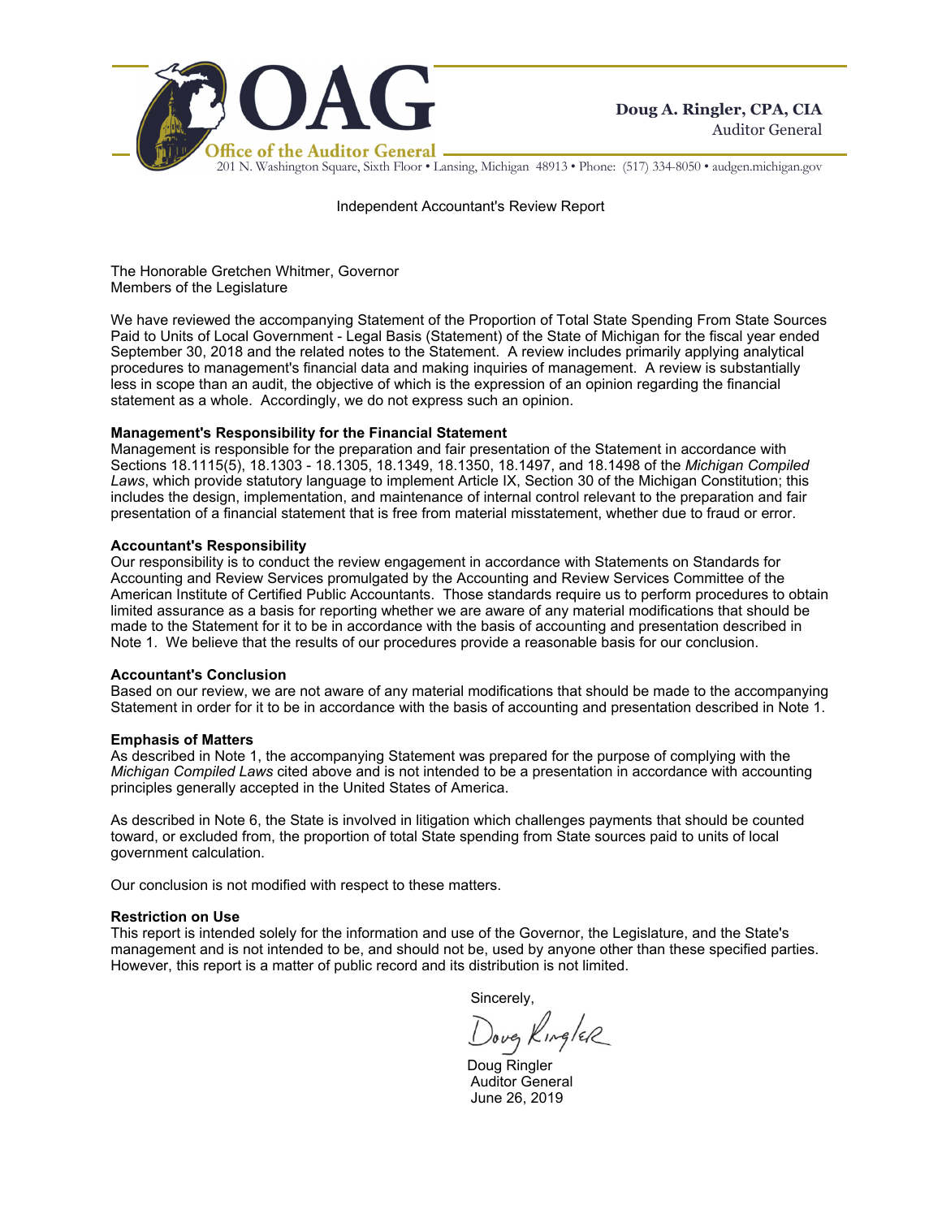**Doug A. Ringler, CPA, CIA**
Auditor General

Office of the Auditor General
201 N. Washington Square, Sixth Floor • Lansing, Michigan 48913 • Phone: (517) 334-8050 • audgen.michigan.gov

Independent Accountant's Review Report

The Honorable Gretchen Whitmer, Governor
Members of the Legislature

We have reviewed the accompanying Statement of the Proportion of Total State Spending From State Sources Paid to Units of Local Government - Legal Basis (Statement) of the State of Michigan for the fiscal year ended September 30, 2018 and the related notes to the Statement. A review includes primarily applying analytical procedures to management's financial data and making inquiries of management. A review is substantially less in scope than an audit, the objective of which is the expression of an opinion regarding the financial statement as a whole. Accordingly, we do not express such an opinion.

**Management's Responsibility for the Financial Statement**
Management is responsible for the preparation and fair presentation of the Statement in accordance with Sections 18.1115(5), 18.1303 - 18.1305, 18.1349, 18.1350, 18.1497, and 18.1498 of the *Michigan Compiled Laws*, which provide statutory language to implement Article IX, Section 30 of the Michigan Constitution; this includes the design, implementation, and maintenance of internal control relevant to the preparation and fair presentation of a financial statement that is free from material misstatement, whether due to fraud or error.

**Accountant's Responsibility**
Our responsibility is to conduct the review engagement in accordance with Statements on Standards for Accounting and Review Services promulgated by the Accounting and Review Services Committee of the American Institute of Certified Public Accountants. Those standards require us to perform procedures to obtain limited assurance as a basis for reporting whether we are aware of any material modifications that should be made to the Statement for it to be in accordance with the basis of accounting and presentation described in Note 1. We believe that the results of our procedures provide a reasonable basis for our conclusion.

**Accountant's Conclusion**
Based on our review, we are not aware of any material modifications that should be made to the accompanying Statement in order for it to be in accordance with the basis of accounting and presentation described in Note 1.

**Emphasis of Matters**
As described in Note 1, the accompanying Statement was prepared for the purpose of complying with the *Michigan Compiled Laws* cited above and is not intended to be a presentation in accordance with accounting principles generally accepted in the United States of America.

As described in Note 6, the State is involved in litigation which challenges payments that should be counted toward, or excluded from, the proportion of total State spending from State sources paid to units of local government calculation.

Our conclusion is not modified with respect to these matters.

**Restriction on Use**
This report is intended solely for the information and use of the Governor, the Legislature, and the State's management and is not intended to be, and should not be, used by anyone other than these specified parties. However, this report is a matter of public record and its distribution is not limited.

Sincerely,

Doug Ringler
Auditor General
June 26, 2019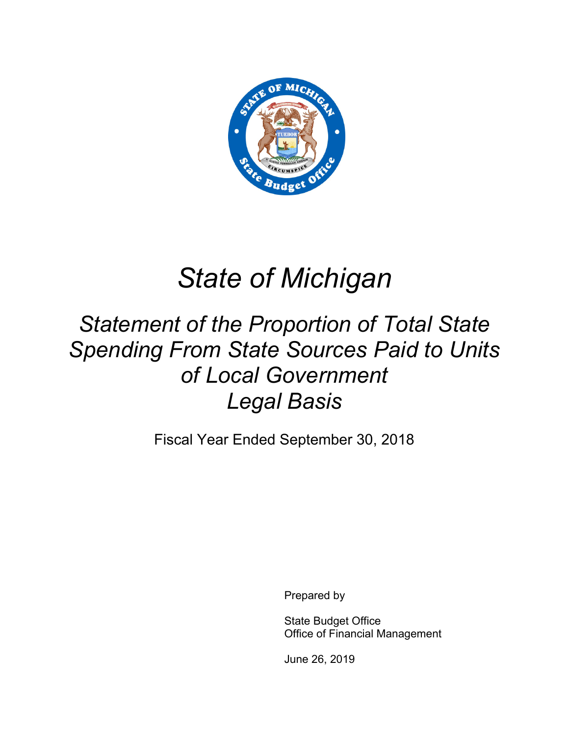# State of Michigan

## Statement of the Proportion of Total State Spending From State Sources Paid to Units of Local Government Legal Basis

Fiscal Year Ended September 30, 2018

Prepared by

State Budget Office
Office of Financial Management

June 26, 2019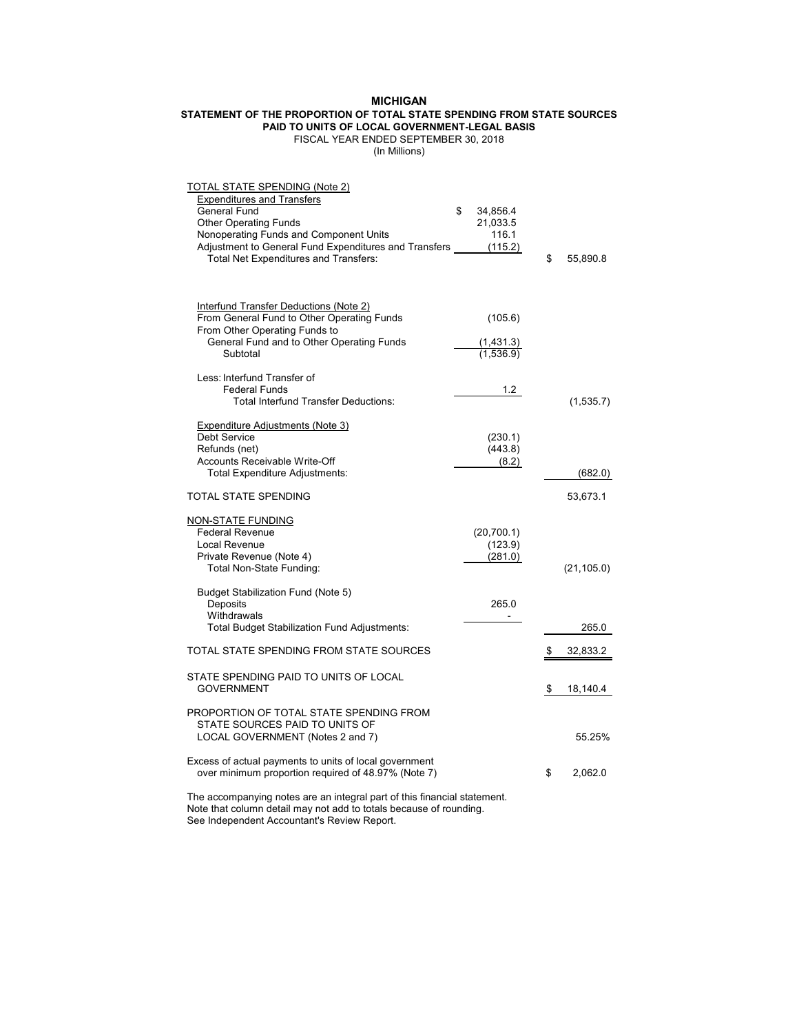# MICHIGAN

## STATEMENT OF THE PROPORTION OF TOTAL STATE SPENDING FROM STATE SOURCES PAID TO UNITS OF LOCAL GOVERNMENT-LEGAL BASIS

FISCAL YEAR ENDED SEPTEMBER 30, 2018

(In Millions)

| | | |
|---|---|---|
| TOTAL STATE SPENDING (Note 2) | | |
| Expenditures and Transfers | | |
| General Fund | $ 34,856.4 | |
| Other Operating Funds | 21,033.5 | |
| Nonoperating Funds and Component Units | 116.1 | |
| Adjustment to General Fund Expenditures and Transfers | (115.2) | |
| Total Net Expenditures and Transfers: | | $ 55,890.8 |
| | | |
| Interfund Transfer Deductions (Note 2) | | |
| From General Fund to Other Operating Funds | (105.6) | |
| From Other Operating Funds to General Fund and to Other Operating Funds | (1,431.3) | |
| Subtotal | (1,536.9) | |
| | | |
| Less: Interfund Transfer of Federal Funds | 1.2 | |
| Total Interfund Transfer Deductions: | | (1,535.7) |
| | | |
| Expenditure Adjustments (Note 3) | | |
| Debt Service | (230.1) | |
| Refunds (net) | (443.8) | |
| Accounts Receivable Write-Off | (8.2) | |
| Total Expenditure Adjustments: | | (682.0) |
| | | |
| TOTAL STATE SPENDING | | 53,673.1 |
| | | |
| NON-STATE FUNDING | | |
| Federal Revenue | (20,700.1) | |
| Local Revenue | (123.9) | |
| Private Revenue (Note 4) | (281.0) | |
| Total Non-State Funding: | | (21,105.0) |
| | | |
| Budget Stabilization Fund (Note 5) | | |
| Deposits | 265.0 | |
| Withdrawals | - | |
| Total Budget Stabilization Fund Adjustments: | | 265.0 |
| | | |
| TOTAL STATE SPENDING FROM STATE SOURCES | | $ 32,833.2 |
| | | |
| STATE SPENDING PAID TO UNITS OF LOCAL GOVERNMENT | | $ 18,140.4 |
| | | |
| PROPORTION OF TOTAL STATE SPENDING FROM STATE SOURCES PAID TO UNITS OF LOCAL GOVERNMENT (Notes 2 and 7) | | 55.25% |
| | | |
| Excess of actual payments to units of local government over minimum proportion required of 48.97% (Note 7) | | $ 2,062.0 |

The accompanying notes are an integral part of this financial statement.
Note that column detail may not add to totals because of rounding.
See Independent Accountant's Review Report.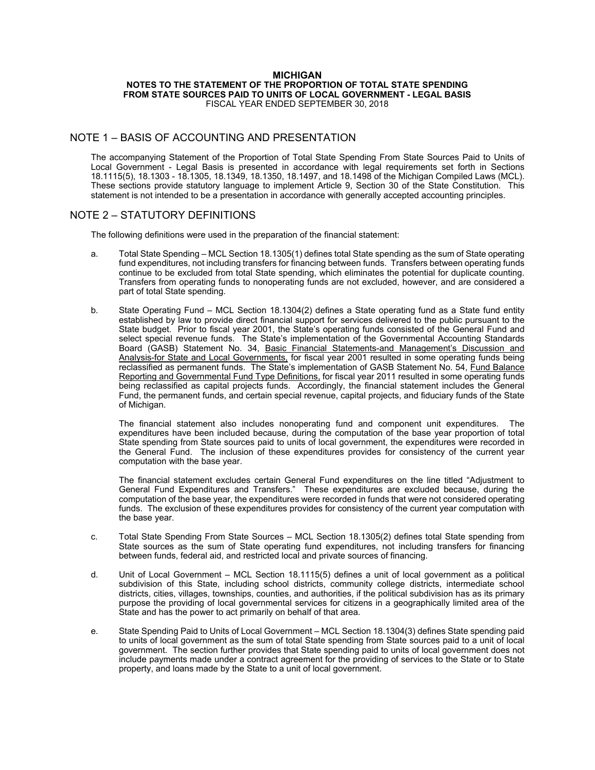**MICHIGAN**
**NOTES TO THE STATEMENT OF THE PROPORTION OF TOTAL STATE SPENDING FROM STATE SOURCES PAID TO UNITS OF LOCAL GOVERNMENT - LEGAL BASIS**
FISCAL YEAR ENDED SEPTEMBER 30, 2018

## NOTE 1 – BASIS OF ACCOUNTING AND PRESENTATION

The accompanying Statement of the Proportion of Total State Spending From State Sources Paid to Units of Local Government - Legal Basis is presented in accordance with legal requirements set forth in Sections 18.1115(5), 18.1303 - 18.1305, 18.1349, 18.1350, 18.1497, and 18.1498 of the Michigan Compiled Laws (MCL). These sections provide statutory language to implement Article 9, Section 30 of the State Constitution. This statement is not intended to be a presentation in accordance with generally accepted accounting principles.

## NOTE 2 – STATUTORY DEFINITIONS

The following definitions were used in the preparation of the financial statement:

a. Total State Spending – MCL Section 18.1305(1) defines total State spending as the sum of State operating fund expenditures, not including transfers for financing between funds. Transfers between operating funds continue to be excluded from total State spending, which eliminates the potential for duplicate counting. Transfers from operating funds to nonoperating funds are not excluded, however, and are considered a part of total State spending.

b. State Operating Fund – MCL Section 18.1304(2) defines a State operating fund as a State fund entity established by law to provide direct financial support for services delivered to the public pursuant to the State budget. Prior to fiscal year 2001, the State's operating funds consisted of the General Fund and select special revenue funds. The State's implementation of the Governmental Accounting Standards Board (GASB) Statement No. 34, Basic Financial Statements-and Management's Discussion and Analysis-for State and Local Governments, for fiscal year 2001 resulted in some operating funds being reclassified as permanent funds. The State's implementation of GASB Statement No. 54, Fund Balance Reporting and Governmental Fund Type Definitions, for fiscal year 2011 resulted in some operating funds being reclassified as capital projects funds. Accordingly, the financial statement includes the General Fund, the permanent funds, and certain special revenue, capital projects, and fiduciary funds of the State of Michigan.

   The financial statement also includes nonoperating fund and component unit expenditures. The expenditures have been included because, during the computation of the base year proportion of total State spending from State sources paid to units of local government, the expenditures were recorded in the General Fund. The inclusion of these expenditures provides for consistency of the current year computation with the base year.

   The financial statement excludes certain General Fund expenditures on the line titled "Adjustment to General Fund Expenditures and Transfers." These expenditures are excluded because, during the computation of the base year, the expenditures were recorded in funds that were not considered operating funds. The exclusion of these expenditures provides for consistency of the current year computation with the base year.

c. Total State Spending From State Sources – MCL Section 18.1305(2) defines total State spending from State sources as the sum of State operating fund expenditures, not including transfers for financing between funds, federal aid, and restricted local and private sources of financing.

d. Unit of Local Government – MCL Section 18.1115(5) defines a unit of local government as a political subdivision of this State, including school districts, community college districts, intermediate school districts, cities, villages, townships, counties, and authorities, if the political subdivision has as its primary purpose the providing of local governmental services for citizens in a geographically limited area of the State and has the power to act primarily on behalf of that area.

e. State Spending Paid to Units of Local Government – MCL Section 18.1304(3) defines State spending paid to units of local government as the sum of total State spending from State sources paid to a unit of local government. The section further provides that State spending paid to units of local government does not include payments made under a contract agreement for the providing of services to the State or to State property, and loans made by the State to a unit of local government.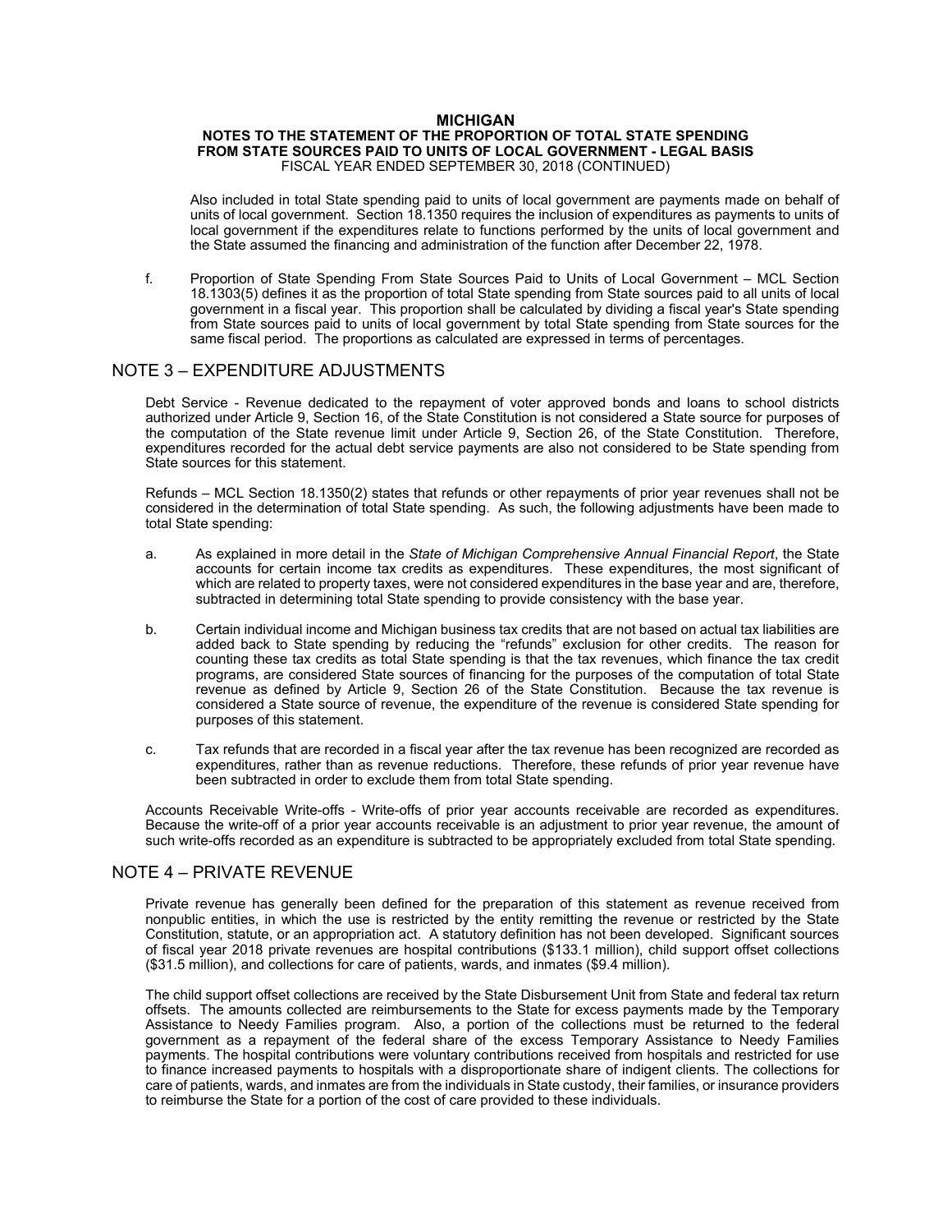Also included in total State spending paid to units of local government are payments made on behalf of units of local government. Section 18.1350 requires the inclusion of expenditures as payments to units of local government if the expenditures relate to functions performed by the units of local government and the State assumed the financing and administration of the function after December 22, 1978.

f. Proportion of State Spending From State Sources Paid to Units of Local Government – MCL Section 18.1303(5) defines it as the proportion of total State spending from State sources paid to all units of local government in a fiscal year. This proportion shall be calculated by dividing a fiscal year's State spending from State sources paid to units of local government by total State spending from State sources for the same fiscal period. The proportions as calculated are expressed in terms of percentages.

## NOTE 3 – EXPENDITURE ADJUSTMENTS

Debt Service - Revenue dedicated to the repayment of voter approved bonds and loans to school districts authorized under Article 9, Section 16, of the State Constitution is not considered a State source for purposes of the computation of the State revenue limit under Article 9, Section 26, of the State Constitution. Therefore, expenditures recorded for the actual debt service payments are also not considered to be State spending from State sources for this statement.

Refunds – MCL Section 18.1350(2) states that refunds or other repayments of prior year revenues shall not be considered in the determination of total State spending. As such, the following adjustments have been made to total State spending:

a. As explained in more detail in the *State of Michigan Comprehensive Annual Financial Report*, the State accounts for certain income tax credits as expenditures. These expenditures, the most significant of which are related to property taxes, were not considered expenditures in the base year and are, therefore, subtracted in determining total State spending to provide consistency with the base year.

b. Certain individual income and Michigan business tax credits that are not based on actual tax liabilities are added back to State spending by reducing the "refunds" exclusion for other credits. The reason for counting these tax credits as total State spending is that the tax revenues, which finance the tax credit programs, are considered State sources of financing for the purposes of the computation of total State revenue as defined by Article 9, Section 26 of the State Constitution. Because the tax revenue is considered a State source of revenue, the expenditure of the revenue is considered State spending for purposes of this statement.

c. Tax refunds that are recorded in a fiscal year after the tax revenue has been recognized are recorded as expenditures, rather than as revenue reductions. Therefore, these refunds of prior year revenue have been subtracted in order to exclude them from total State spending.

Accounts Receivable Write-offs - Write-offs of prior year accounts receivable are recorded as expenditures. Because the write-off of a prior year accounts receivable is an adjustment to prior year revenue, the amount of such write-offs recorded as an expenditure is subtracted to be appropriately excluded from total State spending.

## NOTE 4 – PRIVATE REVENUE

Private revenue has generally been defined for the preparation of this statement as revenue received from nonpublic entities, in which the use is restricted by the entity remitting the revenue or restricted by the State Constitution, statute, or an appropriation act. A statutory definition has not been developed. Significant sources of fiscal year 2018 private revenues are hospital contributions ($133.1 million), child support offset collections ($31.5 million), and collections for care of patients, wards, and inmates ($9.4 million).

The child support offset collections are received by the State Disbursement Unit from State and federal tax return offsets. The amounts collected are reimbursements to the State for excess payments made by the Temporary Assistance to Needy Families program. Also, a portion of the collections must be returned to the federal government as a repayment of the federal share of the excess Temporary Assistance to Needy Families payments. The hospital contributions were voluntary contributions received from hospitals and restricted for use to finance increased payments to hospitals with a disproportionate share of indigent clients. The collections for care of patients, wards, and inmates are from the individuals in State custody, their families, or insurance providers to reimburse the State for a portion of the cost of care provided to these individuals.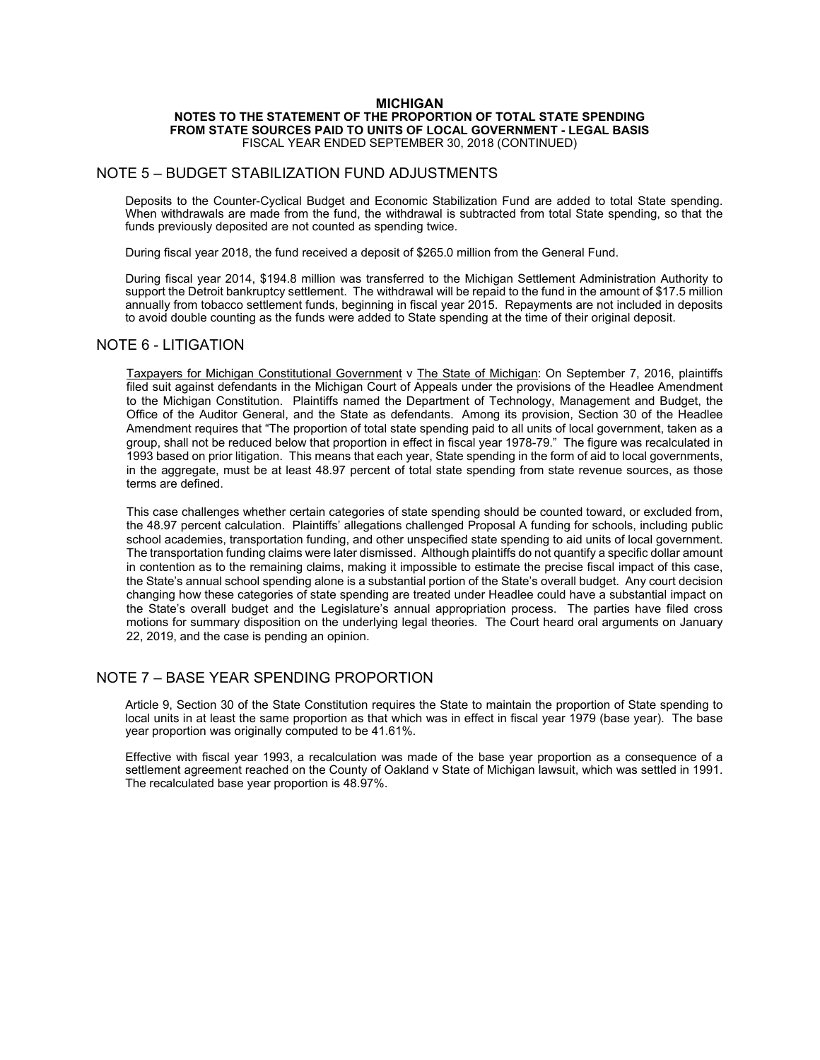**MICHIGAN**
**NOTES TO THE STATEMENT OF THE PROPORTION OF TOTAL STATE SPENDING FROM STATE SOURCES PAID TO UNITS OF LOCAL GOVERNMENT - LEGAL BASIS**
FISCAL YEAR ENDED SEPTEMBER 30, 2018 (CONTINUED)

## NOTE 5 – BUDGET STABILIZATION FUND ADJUSTMENTS

Deposits to the Counter-Cyclical Budget and Economic Stabilization Fund are added to total State spending. When withdrawals are made from the fund, the withdrawal is subtracted from total State spending, so that the funds previously deposited are not counted as spending twice.

During fiscal year 2018, the fund received a deposit of $265.0 million from the General Fund.

During fiscal year 2014, $194.8 million was transferred to the Michigan Settlement Administration Authority to support the Detroit bankruptcy settlement. The withdrawal will be repaid to the fund in the amount of $17.5 million annually from tobacco settlement funds, beginning in fiscal year 2015. Repayments are not included in deposits to avoid double counting as the funds were added to State spending at the time of their original deposit.

## NOTE 6 - LITIGATION

Taxpayers for Michigan Constitutional Government v The State of Michigan: On September 7, 2016, plaintiffs filed suit against defendants in the Michigan Court of Appeals under the provisions of the Headlee Amendment to the Michigan Constitution. Plaintiffs named the Department of Technology, Management and Budget, the Office of the Auditor General, and the State as defendants. Among its provision, Section 30 of the Headlee Amendment requires that "The proportion of total state spending paid to all units of local government, taken as a group, shall not be reduced below that proportion in effect in fiscal year 1978-79." The figure was recalculated in 1993 based on prior litigation. This means that each year, State spending in the form of aid to local governments, in the aggregate, must be at least 48.97 percent of total state spending from state revenue sources, as those terms are defined.

This case challenges whether certain categories of state spending should be counted toward, or excluded from, the 48.97 percent calculation. Plaintiffs' allegations challenged Proposal A funding for schools, including public school academies, transportation funding, and other unspecified state spending to aid units of local government. The transportation funding claims were later dismissed. Although plaintiffs do not quantify a specific dollar amount in contention as to the remaining claims, making it impossible to estimate the precise fiscal impact of this case, the State's annual school spending alone is a substantial portion of the State's overall budget. Any court decision changing how these categories of state spending are treated under Headlee could have a substantial impact on the State's overall budget and the Legislature's annual appropriation process. The parties have filed cross motions for summary disposition on the underlying legal theories. The Court heard oral arguments on January 22, 2019, and the case is pending an opinion.

## NOTE 7 – BASE YEAR SPENDING PROPORTION

Article 9, Section 30 of the State Constitution requires the State to maintain the proportion of State spending to local units in at least the same proportion as that which was in effect in fiscal year 1979 (base year). The base year proportion was originally computed to be 41.61%.

Effective with fiscal year 1993, a recalculation was made of the base year proportion as a consequence of a settlement agreement reached on the County of Oakland v State of Michigan lawsuit, which was settled in 1991. The recalculated base year proportion is 48.97%.